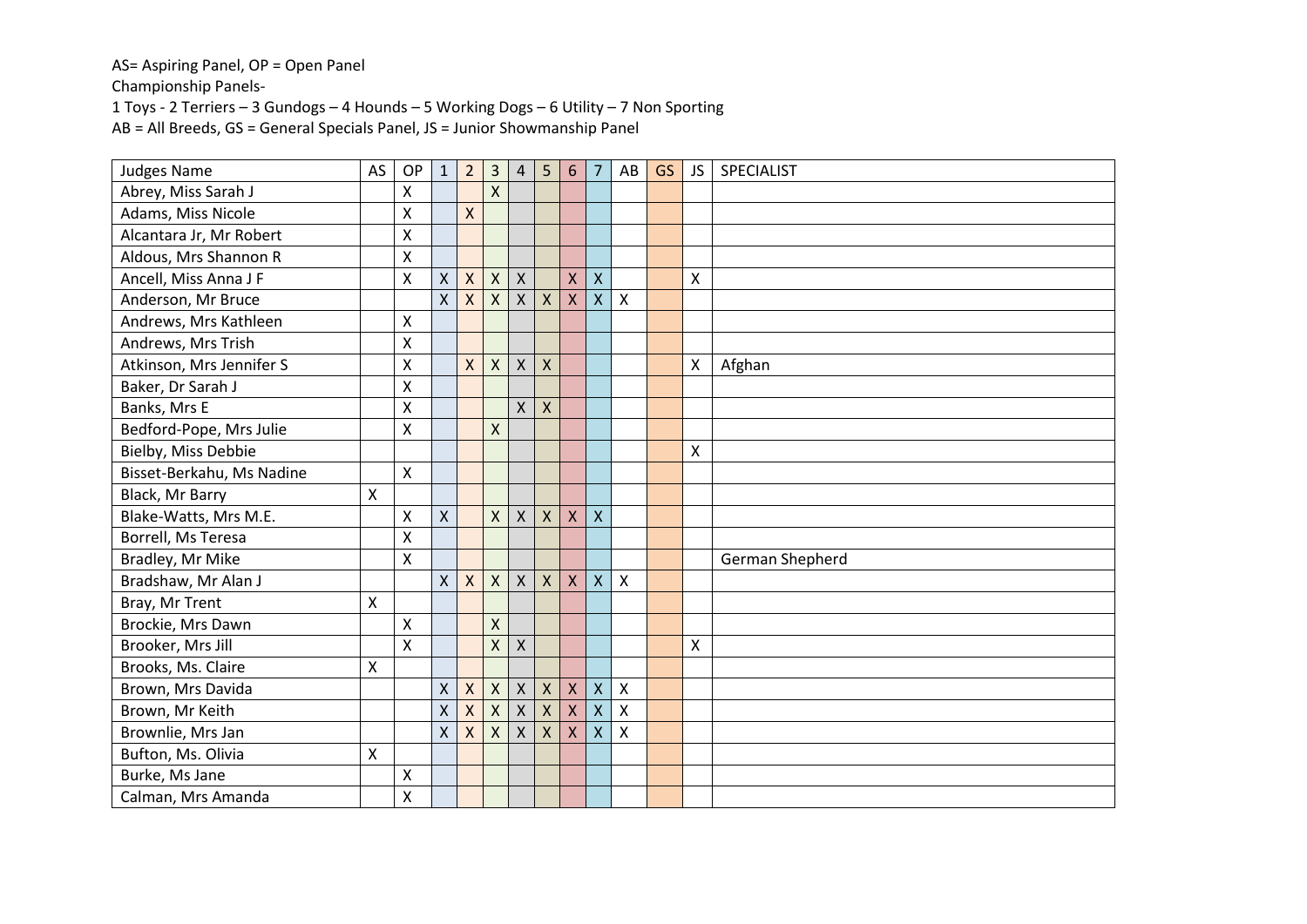AS= Aspiring Panel, OP = Open Panel

Championship Panels-

1 Toys - 2 Terriers – 3 Gundogs – 4 Hounds – 5 Working Dogs – 6 Utility – 7 Non Sporting

AB = All Breeds, GS = General Specials Panel, JS = Junior Showmanship Panel

| Judges Name | AS | OP | 1 | 2 | 3 | 4 | 5 | 6 | 7 | AB | GS | JS | SPECIALIST |
|---|---|---|---|---|---|---|---|---|---|---|---|---|---|
| Abrey, Miss Sarah J | | X | | | X | | | | | | | | |
| Adams, Miss Nicole | | X | | X | | | | | | | | | |
| Alcantara Jr, Mr Robert | | X | | | | | | | | | | | |
| Aldous, Mrs Shannon R | | X | | | | | | | | | | | |
| Ancell, Miss Anna J F | | X | X | X | X | X | | X | X | | | X | |
| Anderson, Mr Bruce | | | X | X | X | X | X | X | X | X | | | |
| Andrews, Mrs Kathleen | | X | | | | | | | | | | | |
| Andrews, Mrs Trish | | X | | | | | | | | | | | |
| Atkinson, Mrs Jennifer S | | X | | X | X | X | X | | | | | X | Afghan |
| Baker, Dr Sarah J | | X | | | | | | | | | | | |
| Banks, Mrs E | | X | | | | X | X | | | | | | |
| Bedford-Pope, Mrs Julie | | X | | | X | | | | | | | | |
| Bielby, Miss Debbie | | | | | | | | | | | | X | |
| Bisset-Berkahu, Ms Nadine | | X | | | | | | | | | | | |
| Black, Mr Barry | X | | | | | | | | | | | | |
| Blake-Watts, Mrs M.E. | | X | X | | X | X | X | X | X | | | | |
| Borrell, Ms Teresa | | X | | | | | | | | | | | |
| Bradley, Mr Mike | | X | | | | | | | | | | | German Shepherd |
| Bradshaw, Mr Alan J | | | X | X | X | X | X | X | X | X | | | |
| Bray, Mr Trent | X | | | | | | | | | | | | |
| Brockie, Mrs Dawn | | X | | | X | | | | | | | | |
| Brooker, Mrs Jill | | X | | | X | X | | | | | | X | |
| Brooks, Ms. Claire | X | | | | | | | | | | | | |
| Brown, Mrs Davida | | | X | X | X | X | X | X | X | X | | | |
| Brown, Mr Keith | | | X | X | X | X | X | X | X | X | | | |
| Brownlie, Mrs Jan | | | X | X | X | X | X | X | X | X | | | |
| Bufton, Ms. Olivia | X | | | | | | | | | | | | |
| Burke, Ms Jane | | X | | | | | | | | | | | |
| Calman, Mrs Amanda | | X | | | | | | | | | | | |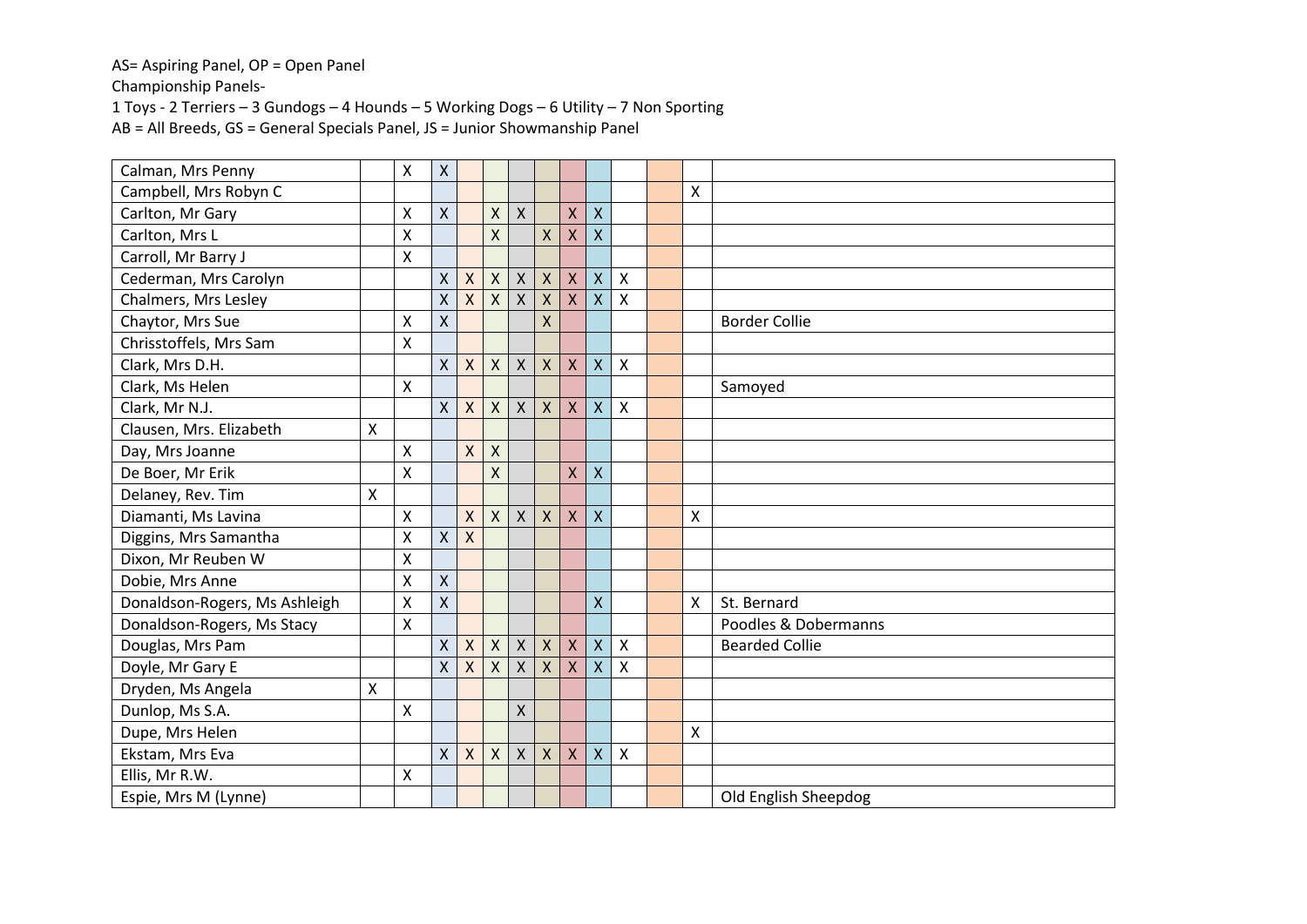AS= Aspiring Panel, OP = Open Panel

Championship Panels-

1 Toys - 2 Terriers – 3 Gundogs – 4 Hounds – 5 Working Dogs – 6 Utility – 7 Non Sporting

AB = All Breeds, GS = General Specials Panel, JS = Junior Showmanship Panel

| | | | | | | | | | | | | | |
|---|---|---|---|---|---|---|---|---|---|---|---|---|---|
| Calman, Mrs Penny | | X | X | | | | | | | | | | |
| Campbell, Mrs Robyn C | | | | | | | | | | | | X | |
| Carlton, Mr Gary | | X | X | | X | X | | X | X | | | | |
| Carlton, Mrs L | | X | | | X | | X | X | X | | | | |
| Carroll, Mr Barry J | | X | | | | | | | | | | | |
| Cederman, Mrs Carolyn | | | X | X | X | X | X | X | X | X | | | |
| Chalmers, Mrs Lesley | | | X | X | X | X | X | X | X | X | | | |
| Chaytor, Mrs Sue | | X | X | | | | X | | | | | | Border Collie |
| Chrisstoffels, Mrs Sam | | X | | | | | | | | | | | |
| Clark, Mrs D.H. | | | X | X | X | X | X | X | X | X | | | |
| Clark, Ms Helen | | X | | | | | | | | | | | Samoyed |
| Clark, Mr N.J. | | | X | X | X | X | X | X | X | X | | | |
| Clausen, Mrs. Elizabeth | X | | | | | | | | | | | | |
| Day, Mrs Joanne | | X | | X | X | | | | | | | | |
| De Boer, Mr Erik | | X | | | X | | | X | X | | | | |
| Delaney, Rev. Tim | X | | | | | | | | | | | | |
| Diamanti, Ms Lavina | | X | | X | X | X | X | X | X | | | X | |
| Diggins, Mrs Samantha | | X | X | X | | | | | | | | | |
| Dixon, Mr Reuben W | | X | | | | | | | | | | | |
| Dobie, Mrs Anne | | X | X | | | | | | | | | | |
| Donaldson-Rogers, Ms Ashleigh | | X | X | | | | | | X | | | X | St. Bernard |
| Donaldson-Rogers, Ms Stacy | | X | | | | | | | | | | | Poodles & Dobermanns |
| Douglas, Mrs Pam | | | X | X | X | X | X | X | X | X | | | Bearded Collie |
| Doyle, Mr Gary E | | | X | X | X | X | X | X | X | X | | | |
| Dryden, Ms Angela | X | | | | | | | | | | | | |
| Dunlop, Ms S.A. | | X | | | | X | | | | | | | |
| Dupe, Mrs Helen | | | | | | | | | | | | X | |
| Ekstam, Mrs Eva | | | X | X | X | X | X | X | X | X | | | |
| Ellis, Mr R.W. | | X | | | | | | | | | | | |
| Espie, Mrs M (Lynne) | | | | | | | | | | | | | Old English Sheepdog |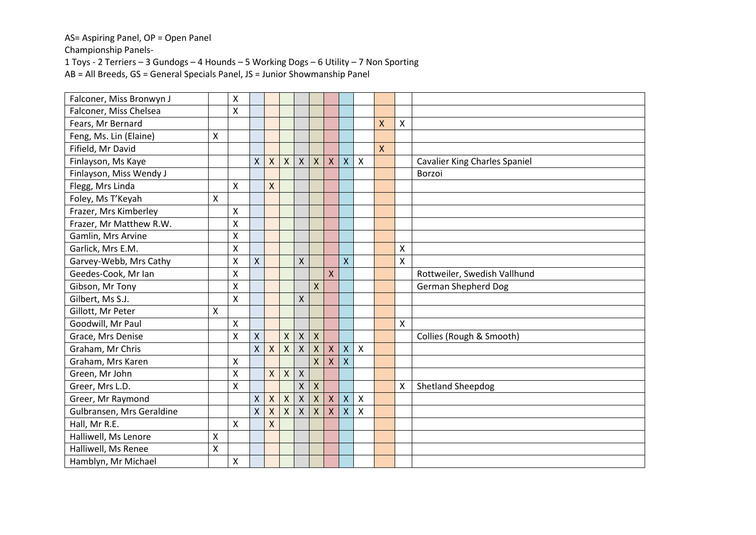AS= Aspiring Panel, OP = Open Panel

Championship Panels-

1 Toys - 2 Terriers – 3 Gundogs – 4 Hounds – 5 Working Dogs – 6 Utility – 7 Non Sporting

AB = All Breeds, GS = General Specials Panel, JS = Junior Showmanship Panel

| | | | | | | | | | | | | | |
|---|---|---|---|---|---|---|---|---|---|---|---|---|---|
| Falconer, Miss Bronwyn J | | X | | | | | | | | | | | |
| Falconer, Miss Chelsea | | X | | | | | | | | | | | |
| Fears, Mr Bernard | | | | | | | | | | | X | X | |
| Feng, Ms. Lin (Elaine) | X | | | | | | | | | | | | |
| Fifield, Mr David | | | | | | | | | | | X | | |
| Finlayson, Ms Kaye | | | X | X | X | X | X | X | X | X | | | Cavalier King Charles Spaniel |
| Finlayson, Miss Wendy J | | | | | | | | | | | | | Borzoi |
| Flegg, Mrs Linda | | X | | X | | | | | | | | | |
| Foley, Ms T'Keyah | X | | | | | | | | | | | | |
| Frazer, Mrs Kimberley | | X | | | | | | | | | | | |
| Frazer, Mr Matthew R.W. | | X | | | | | | | | | | | |
| Gamlin, Mrs Arvine | | X | | | | | | | | | | | |
| Garlick, Mrs E.M. | | X | | | | | | | | | | X | |
| Garvey-Webb, Mrs Cathy | | X | X | | | X | | | X | | | X | |
| Geedes-Cook, Mr Ian | | X | | | | | | X | | | | | Rottweiler, Swedish Vallhund |
| Gibson, Mr Tony | | X | | | | | X | | | | | | German Shepherd Dog |
| Gilbert, Ms S.J. | | X | | | | X | | | | | | | |
| Gillott, Mr Peter | X | | | | | | | | | | | | |
| Goodwill, Mr Paul | | X | | | | | | | | | | X | |
| Grace, Mrs Denise | | X | X | | X | X | X | | | | | | Collies (Rough & Smooth) |
| Graham, Mr Chris | | | X | X | X | X | X | X | X | X | | | |
| Graham, Mrs Karen | | X | | | | | X | X | X | | | | |
| Green, Mr John | | X | | X | X | X | | | | | | | |
| Greer, Mrs L.D. | | X | | | | X | X | | | | | X | Shetland Sheepdog |
| Greer, Mr Raymond | | | X | X | X | X | X | X | X | X | | | |
| Gulbransen, Mrs Geraldine | | | X | X | X | X | X | X | X | X | | | |
| Hall, Mr R.E. | | X | | X | | | | | | | | | |
| Halliwell, Ms Lenore | X | | | | | | | | | | | | |
| Halliwell, Ms Renee | X | | | | | | | | | | | | |
| Hamblyn, Mr Michael | | X | | | | | | | | | | | |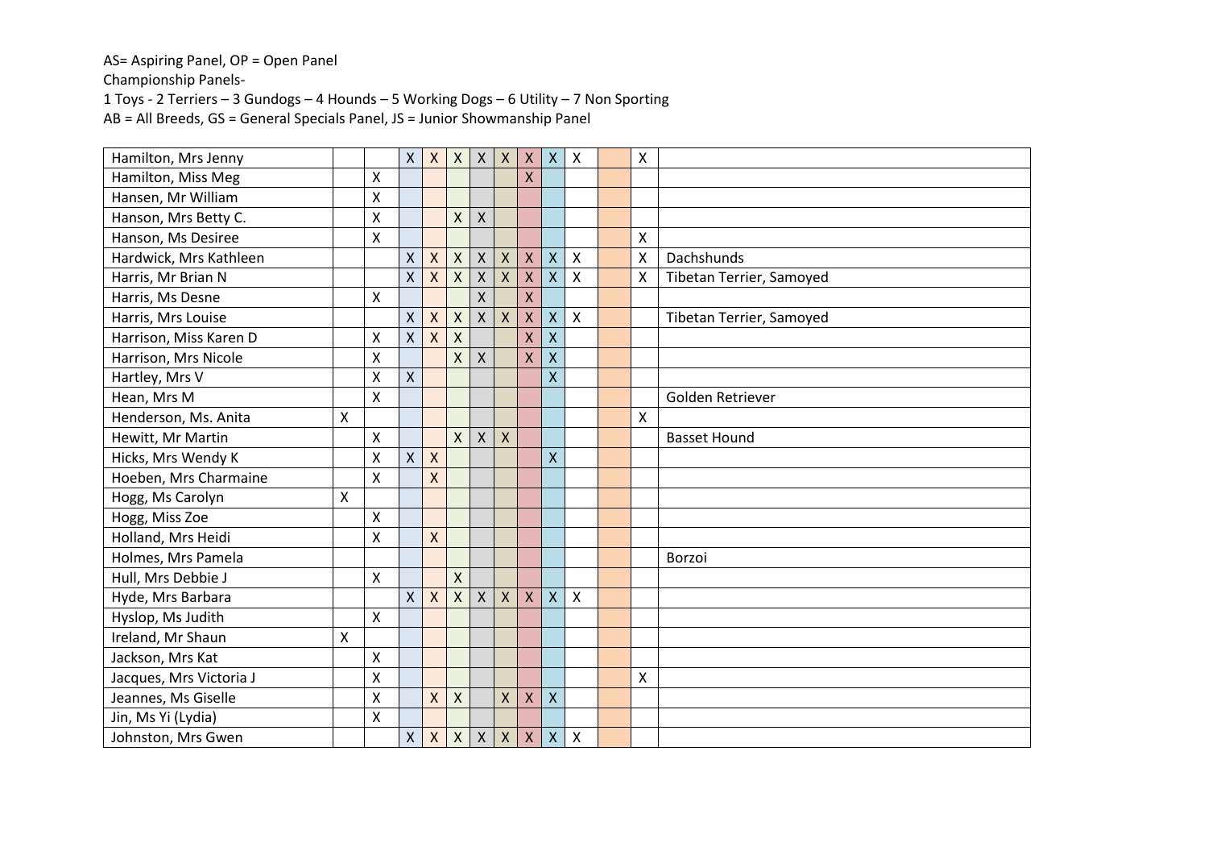AS= Aspiring Panel, OP = Open Panel

Championship Panels-

1 Toys - 2 Terriers – 3 Gundogs – 4 Hounds – 5 Working Dogs – 6 Utility – 7 Non Sporting

AB = All Breeds, GS = General Specials Panel, JS = Junior Showmanship Panel

| | | | | | | | | | | | | | |
|---|---|---|---|---|---|---|---|---|---|---|---|---|---|
| Hamilton, Mrs Jenny | | | X | X | X | X | X | X | X | X | | X | |
| Hamilton, Miss Meg | | X | | | | | | X | | | | | |
| Hansen, Mr William | | X | | | | | | | | | | | |
| Hanson, Mrs Betty C. | | X | | | X | X | | | | | | | |
| Hanson, Ms Desiree | | X | | | | | | | | | | X | |
| Hardwick, Mrs Kathleen | | | X | X | X | X | X | X | X | X | | X | Dachshunds |
| Harris, Mr Brian N | | | X | X | X | X | X | X | X | X | | X | Tibetan Terrier, Samoyed |
| Harris, Ms Desne | | X | | | | X | | X | | | | | |
| Harris, Mrs Louise | | | X | X | X | X | X | X | X | X | | | Tibetan Terrier, Samoyed |
| Harrison, Miss Karen D | | X | X | X | X | | | X | X | | | | |
| Harrison, Mrs Nicole | | X | | | X | X | | X | X | | | | |
| Hartley, Mrs V | | X | X | | | | | | X | | | | |
| Hean, Mrs M | | X | | | | | | | | | | | Golden Retriever |
| Henderson, Ms. Anita | X | | | | | | | | | | | X | |
| Hewitt, Mr Martin | | X | | | X | X | X | | | | | | Basset Hound |
| Hicks, Mrs Wendy K | | X | X | X | | | | | X | | | | |
| Hoeben, Mrs Charmaine | | X | | X | | | | | | | | | |
| Hogg, Ms Carolyn | X | | | | | | | | | | | | |
| Hogg, Miss Zoe | | X | | | | | | | | | | | |
| Holland, Mrs Heidi | | X | | X | | | | | | | | | |
| Holmes, Mrs Pamela | | | | | | | | | | | | | Borzoi |
| Hull, Mrs Debbie J | | X | | | X | | | | | | | | |
| Hyde, Mrs Barbara | | | X | X | X | X | X | X | X | X | | | |
| Hyslop, Ms Judith | | X | | | | | | | | | | | |
| Ireland, Mr Shaun | X | | | | | | | | | | | | |
| Jackson, Mrs Kat | | X | | | | | | | | | | | |
| Jacques, Mrs Victoria J | | X | | | | | | | | | | X | |
| Jeannes, Ms Giselle | | X | | X | X | | X | X | X | | | | |
| Jin, Ms Yi (Lydia) | | X | | | | | | | | | | | |
| Johnston, Mrs Gwen | | | X | X | X | X | X | X | X | X | | | |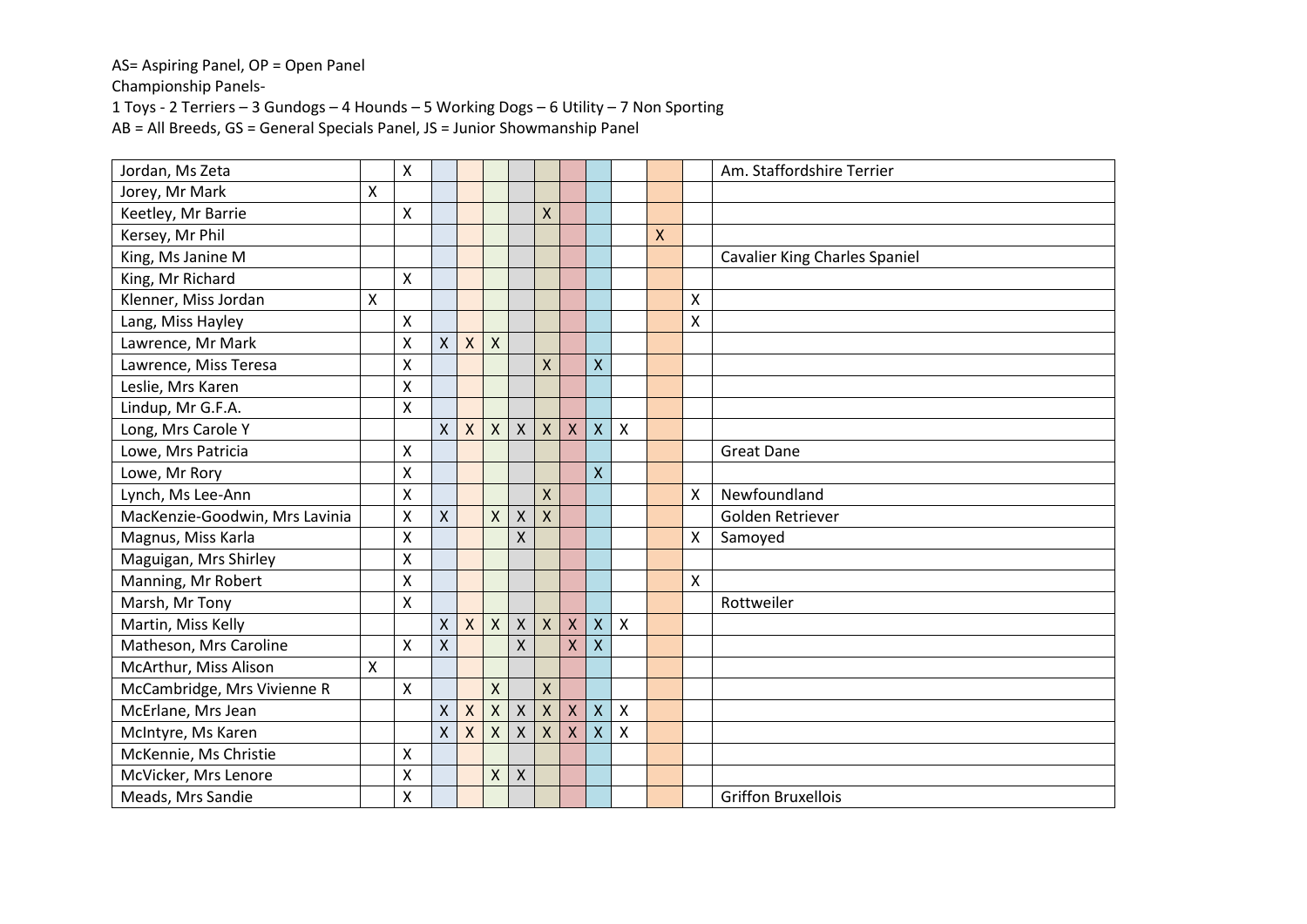AS= Aspiring Panel, OP = Open Panel

Championship Panels-

1 Toys - 2 Terriers – 3 Gundogs – 4 Hounds – 5 Working Dogs – 6 Utility – 7 Non Sporting

AB = All Breeds, GS = General Specials Panel, JS = Junior Showmanship Panel

| | | | | | | | | | | | | | |
|---|---|---|---|---|---|---|---|---|---|---|---|---|---|
| Jordan, Ms Zeta | | X | | | | | | | | | | | Am. Staffordshire Terrier |
| Jorey, Mr Mark | X | | | | | | | | | | | | |
| Keetley, Mr Barrie | | X | | | | | X | | | | | | |
| Kersey, Mr Phil | | | | | | | | | | | X | | |
| King, Ms Janine M | | | | | | | | | | | | | Cavalier King Charles Spaniel |
| King, Mr Richard | | X | | | | | | | | | | | |
| Klenner, Miss Jordan | X | | | | | | | | | | | X | |
| Lang, Miss Hayley | | X | | | | | | | | | | X | |
| Lawrence, Mr Mark | | X | X | X | X | | | | | | | | |
| Lawrence, Miss Teresa | | X | | | | | X | | X | | | | |
| Leslie, Mrs Karen | | X | | | | | | | | | | | |
| Lindup, Mr G.F.A. | | X | | | | | | | | | | | |
| Long, Mrs Carole Y | | | X | X | X | X | X | X | X | X | | | |
| Lowe, Mrs Patricia | | X | | | | | | | | | | | Great Dane |
| Lowe, Mr Rory | | X | | | | | | | X | | | | |
| Lynch, Ms Lee-Ann | | X | | | | | X | | | | | X | Newfoundland |
| MacKenzie-Goodwin, Mrs Lavinia | | X | X | | X | X | X | | | | | | Golden Retriever |
| Magnus, Miss Karla | | X | | | | X | | | | | | X | Samoyed |
| Maguigan, Mrs Shirley | | X | | | | | | | | | | | |
| Manning, Mr Robert | | X | | | | | | | | | | X | |
| Marsh, Mr Tony | | X | | | | | | | | | | | Rottweiler |
| Martin, Miss Kelly | | | X | X | X | X | X | X | X | X | | | |
| Matheson, Mrs Caroline | | X | X | | | X | | X | X | | | | |
| McArthur, Miss Alison | X | | | | | | | | | | | | |
| McCambridge, Mrs Vivienne R | | X | | | X | | X | | | | | | |
| McErlane, Mrs Jean | | | X | X | X | X | X | X | X | X | | | |
| McIntyre, Ms Karen | | | X | X | X | X | X | X | X | X | | | |
| McKennie, Ms Christie | | X | | | | | | | | | | | |
| McVicker, Mrs Lenore | | X | | | X | X | | | | | | | |
| Meads, Mrs Sandie | | X | | | | | | | | | | | Griffon Bruxellois |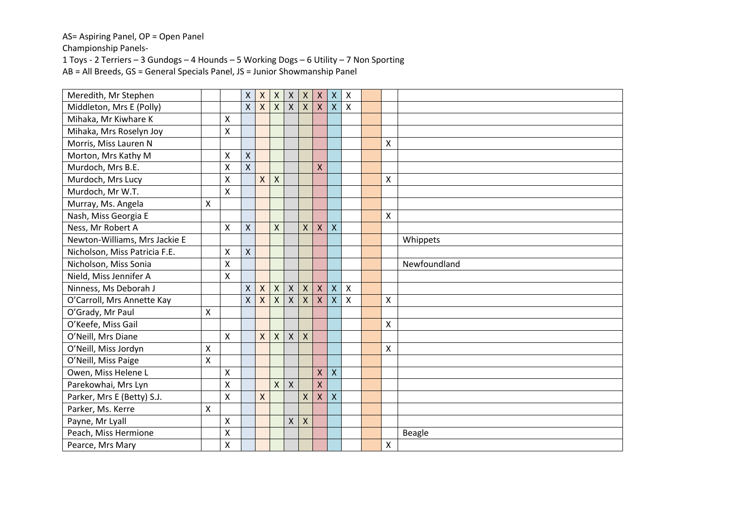AS= Aspiring Panel, OP = Open Panel

Championship Panels-

1 Toys - 2 Terriers – 3 Gundogs – 4 Hounds – 5 Working Dogs – 6 Utility – 7 Non Sporting

AB = All Breeds, GS = General Specials Panel, JS = Junior Showmanship Panel

| | | | | | | | | | | | | | |
|---|---|---|---|---|---|---|---|---|---|---|---|---|---|
| Meredith, Mr Stephen | | | X | X | X | X | X | X | X | X | | | |
| Middleton, Mrs E (Polly) | | | X | X | X | X | X | X | X | X | | | |
| Mihaka, Mr Kiwhare K | | X | | | | | | | | | | | |
| Mihaka, Mrs Roselyn Joy | | X | | | | | | | | | | | |
| Morris, Miss Lauren N | | | | | | | | | | | | X | |
| Morton, Mrs Kathy M | | X | X | | | | | | | | | | |
| Murdoch, Mrs B.E. | | X | X | | | | | X | | | | | |
| Murdoch, Mrs Lucy | | X | | X | X | | | | | | | X | |
| Murdoch, Mr W.T. | | X | | | | | | | | | | | |
| Murray, Ms. Angela | X | | | | | | | | | | | | |
| Nash, Miss Georgia E | | | | | | | | | | | | X | |
| Ness, Mr Robert A | | X | X | | X | | X | X | X | | | | |
| Newton-Williams, Mrs Jackie E | | | | | | | | | | | | | Whippets |
| Nicholson, Miss Patricia F.E. | | X | X | | | | | | | | | | |
| Nicholson, Miss Sonia | | X | | | | | | | | | | | Newfoundland |
| Nield, Miss Jennifer A | | X | | | | | | | | | | | |
| Ninness, Ms Deborah J | | | X | X | X | X | X | X | X | X | | | |
| O'Carroll, Mrs Annette Kay | | | X | X | X | X | X | X | X | X | | X | |
| O'Grady, Mr Paul | X | | | | | | | | | | | | |
| O'Keefe, Miss Gail | | | | | | | | | | | | X | |
| O'Neill, Mrs Diane | | X | | X | X | X | X | | | | | | |
| O'Neill, Miss Jordyn | X | | | | | | | | | | | X | |
| O'Neill, Miss Paige | X | | | | | | | | | | | | |
| Owen, Miss Helene L | | X | | | | | | X | X | | | | |
| Parekowhai, Mrs Lyn | | X | | | X | X | | X | | | | | |
| Parker, Mrs E (Betty) S.J. | | X | | X | | | X | X | X | | | | |
| Parker, Ms. Kerre | X | | | | | | | | | | | | |
| Payne, Mr Lyall | | X | | | | X | X | | | | | | |
| Peach, Miss Hermione | | X | | | | | | | | | | | Beagle |
| Pearce, Mrs Mary | | X | | | | | | | | | | X | |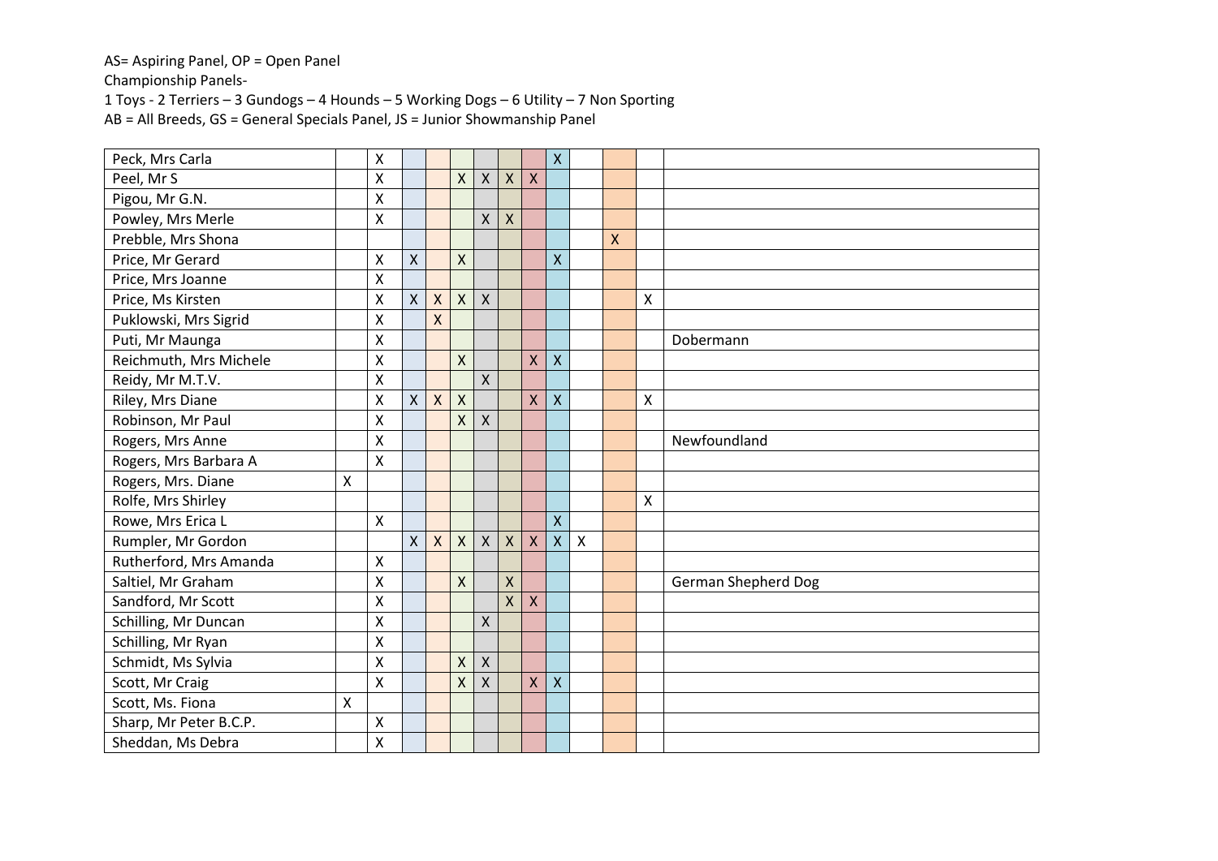AS= Aspiring Panel, OP = Open Panel

Championship Panels-

1 Toys - 2 Terriers – 3 Gundogs – 4 Hounds – 5 Working Dogs – 6 Utility – 7 Non Sporting

AB = All Breeds, GS = General Specials Panel, JS = Junior Showmanship Panel

| | | | | | | | | | | | | | |
|---|---|---|---|---|---|---|---|---|---|---|---|---|---|
| Peck, Mrs Carla | | X | | | | | | | X | | | | |
| Peel, Mr S | | X | | | X | X | X | X | | | | | |
| Pigou, Mr G.N. | | X | | | | | | | | | | | |
| Powley, Mrs Merle | | X | | | | X | X | | | | | | |
| Prebble, Mrs Shona | | | | | | | | | | | X | | |
| Price, Mr Gerard | | X | X | | X | | | | X | | | | |
| Price, Mrs Joanne | | X | | | | | | | | | | | |
| Price, Ms Kirsten | | X | X | X | X | X | | | | | | X | |
| Puklowski, Mrs Sigrid | | X | | X | | | | | | | | | |
| Puti, Mr Maunga | | X | | | | | | | | | | | Dobermann |
| Reichmuth, Mrs Michele | | X | | | X | | | X | X | | | | |
| Reidy, Mr M.T.V. | | X | | | | X | | | | | | | |
| Riley, Mrs Diane | | X | X | X | X | | | X | X | | | X | |
| Robinson, Mr Paul | | X | | | X | X | | | | | | | |
| Rogers, Mrs Anne | | X | | | | | | | | | | | Newfoundland |
| Rogers, Mrs Barbara A | | X | | | | | | | | | | | |
| Rogers, Mrs. Diane | X | | | | | | | | | | | | |
| Rolfe, Mrs Shirley | | | | | | | | | | | | X | |
| Rowe, Mrs Erica L | | X | | | | | | | X | | | | |
| Rumpler, Mr Gordon | | | X | X | X | X | X | X | X | X | | | |
| Rutherford, Mrs Amanda | | X | | | | | | | | | | | |
| Saltiel, Mr Graham | | X | | | X | | X | | | | | | German Shepherd Dog |
| Sandford, Mr Scott | | X | | | | | X | X | | | | | |
| Schilling, Mr Duncan | | X | | | | X | | | | | | | |
| Schilling, Mr Ryan | | X | | | | | | | | | | | |
| Schmidt, Ms Sylvia | | X | | | X | X | | | | | | | |
| Scott, Mr Craig | | X | | | X | X | | X | X | | | | |
| Scott, Ms. Fiona | X | | | | | | | | | | | | |
| Sharp, Mr Peter B.C.P. | | X | | | | | | | | | | | |
| Sheddan, Ms Debra | | X | | | | | | | | | | | |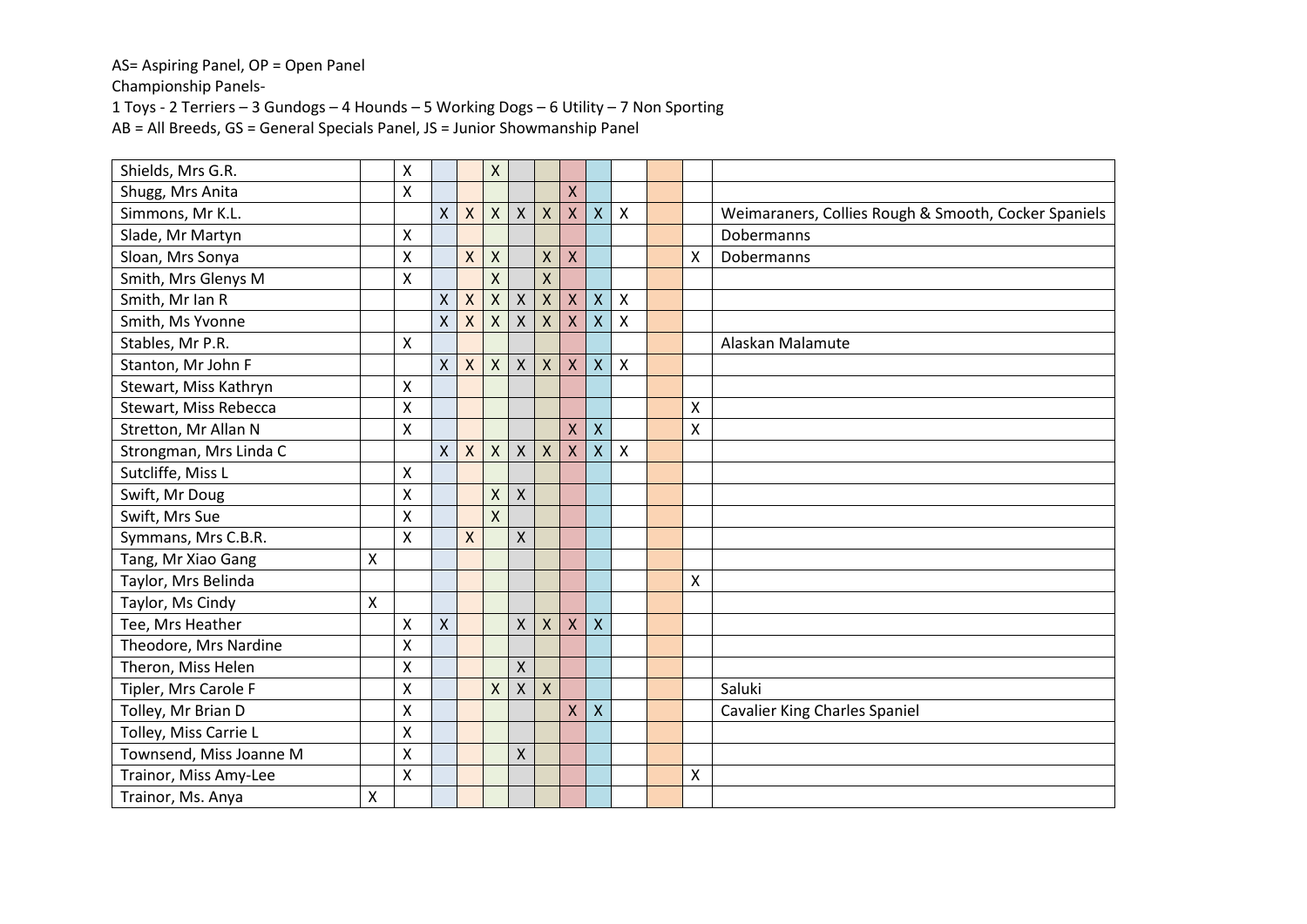AS= Aspiring Panel, OP = Open Panel

Championship Panels-

1 Toys - 2 Terriers – 3 Gundogs – 4 Hounds – 5 Working Dogs – 6 Utility – 7 Non Sporting

AB = All Breeds, GS = General Specials Panel, JS = Junior Showmanship Panel

| | | | | | | | | | | | | | |
|---|---|---|---|---|---|---|---|---|---|---|---|---|---|
| Shields, Mrs G.R. | | X | | | X | | | | | | | | |
| Shugg, Mrs Anita | | X | | | | | | X | | | | | |
| Simmons, Mr K.L. | | | X | X | X | X | X | X | X | X | | | Weimaraners, Collies Rough & Smooth, Cocker Spaniels |
| Slade, Mr Martyn | | X | | | | | | | | | | | Dobermanns |
| Sloan, Mrs Sonya | | X | | X | X | | X | X | | | | X | Dobermanns |
| Smith, Mrs Glenys M | | X | | | X | | X | | | | | | |
| Smith, Mr Ian R | | | X | X | X | X | X | X | X | X | | | |
| Smith, Ms Yvonne | | | X | X | X | X | X | X | X | X | | | |
| Stables, Mr P.R. | | X | | | | | | | | | | | Alaskan Malamute |
| Stanton, Mr John F | | | X | X | X | X | X | X | X | X | | | |
| Stewart, Miss Kathryn | | X | | | | | | | | | | | |
| Stewart, Miss Rebecca | | X | | | | | | | | | | X | |
| Stretton, Mr Allan N | | X | | | | | | X | X | | | X | |
| Strongman, Mrs Linda C | | | X | X | X | X | X | X | X | X | | | |
| Sutcliffe, Miss L | | X | | | | | | | | | | | |
| Swift, Mr Doug | | X | | | X | X | | | | | | | |
| Swift, Mrs Sue | | X | | | X | | | | | | | | |
| Symmans, Mrs C.B.R. | | X | | X | | X | | | | | | | |
| Tang, Mr Xiao Gang | X | | | | | | | | | | | | |
| Taylor, Mrs Belinda | | | | | | | | | | | | X | |
| Taylor, Ms Cindy | X | | | | | | | | | | | | |
| Tee, Mrs Heather | | X | X | | | X | X | X | X | | | | |
| Theodore, Mrs Nardine | | X | | | | | | | | | | | |
| Theron, Miss Helen | | X | | | | X | | | | | | | |
| Tipler, Mrs Carole F | | X | | | X | X | X | | | | | | Saluki |
| Tolley, Mr Brian D | | X | | | | | | X | X | | | | Cavalier King Charles Spaniel |
| Tolley, Miss Carrie L | | X | | | | | | | | | | | |
| Townsend, Miss Joanne M | | X | | | | X | | | | | | | |
| Trainor, Miss Amy-Lee | | X | | | | | | | | | | X | |
| Trainor, Ms. Anya | X | | | | | | | | | | | | |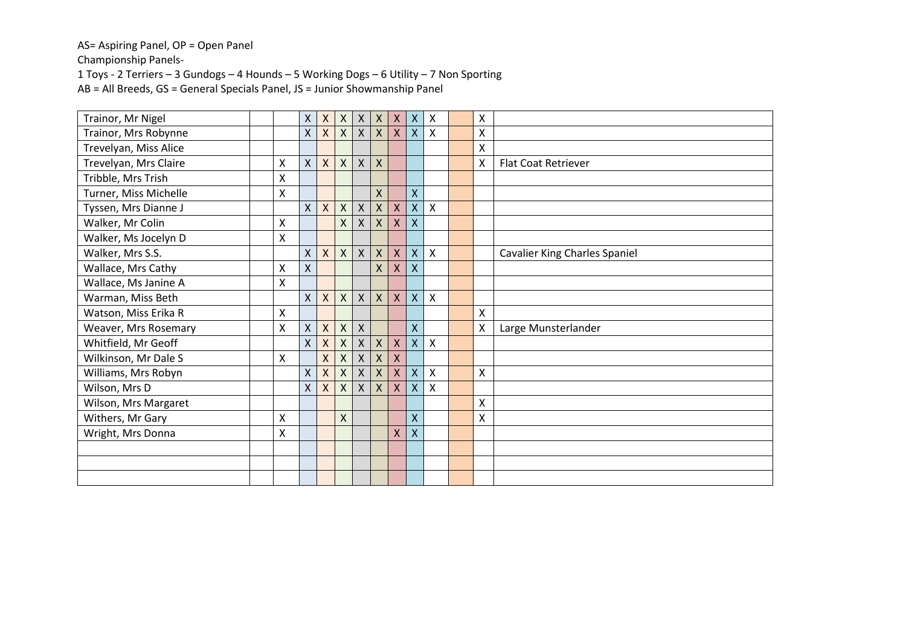AS= Aspiring Panel, OP = Open Panel

Championship Panels-

1 Toys - 2 Terriers – 3 Gundogs – 4 Hounds – 5 Working Dogs – 6 Utility – 7 Non Sporting

AB = All Breeds, GS = General Specials Panel, JS = Junior Showmanship Panel

| | | | | | | | | | | | | | |
|---|---|---|---|---|---|---|---|---|---|---|---|---|---|
| Trainor, Mr Nigel | | | X | X | X | X | X | X | X | X | | X | |
| Trainor, Mrs Robynne | | | X | X | X | X | X | X | X | X | | X | |
| Trevelyan, Miss Alice | | | | | | | | | | | | X | |
| Trevelyan, Mrs Claire | | X | X | X | X | X | X | | | | | X | Flat Coat Retriever |
| Tribble, Mrs Trish | | X | | | | | | | | | | | |
| Turner, Miss Michelle | | X | | | | | X | | X | | | | |
| Tyssen, Mrs Dianne J | | | X | X | X | X | X | X | X | X | | | |
| Walker, Mr Colin | | X | | | X | X | X | X | X | | | | |
| Walker, Ms Jocelyn D | | X | | | | | | | | | | | |
| Walker, Mrs S.S. | | | X | X | X | X | X | X | X | X | | | Cavalier King Charles Spaniel |
| Wallace, Mrs Cathy | | X | X | | | | X | X | X | | | | |
| Wallace, Ms Janine A | | X | | | | | | | | | | | |
| Warman, Miss Beth | | | X | X | X | X | X | X | X | X | | | |
| Watson, Miss Erika R | | X | | | | | | | | | | X | |
| Weaver, Mrs Rosemary | | X | X | X | X | X | | | X | | | X | Large Munsterlander |
| Whitfield, Mr Geoff | | | X | X | X | X | X | X | X | X | | | |
| Wilkinson, Mr Dale S | | X | | X | X | X | X | X | | | | | |
| Williams, Mrs Robyn | | | X | X | X | X | X | X | X | X | | X | |
| Wilson, Mrs D | | | X | X | X | X | X | X | X | X | | | |
| Wilson, Mrs Margaret | | | | | | | | | | | | X | |
| Withers, Mr Gary | | X | | | X | | | | X | | | X | |
| Wright, Mrs Donna | | X | | | | | | X | X | | | | |
| | | | | | | | | | | | | | |
| | | | | | | | | | | | | | |
| | | | | | | | | | | | | | |